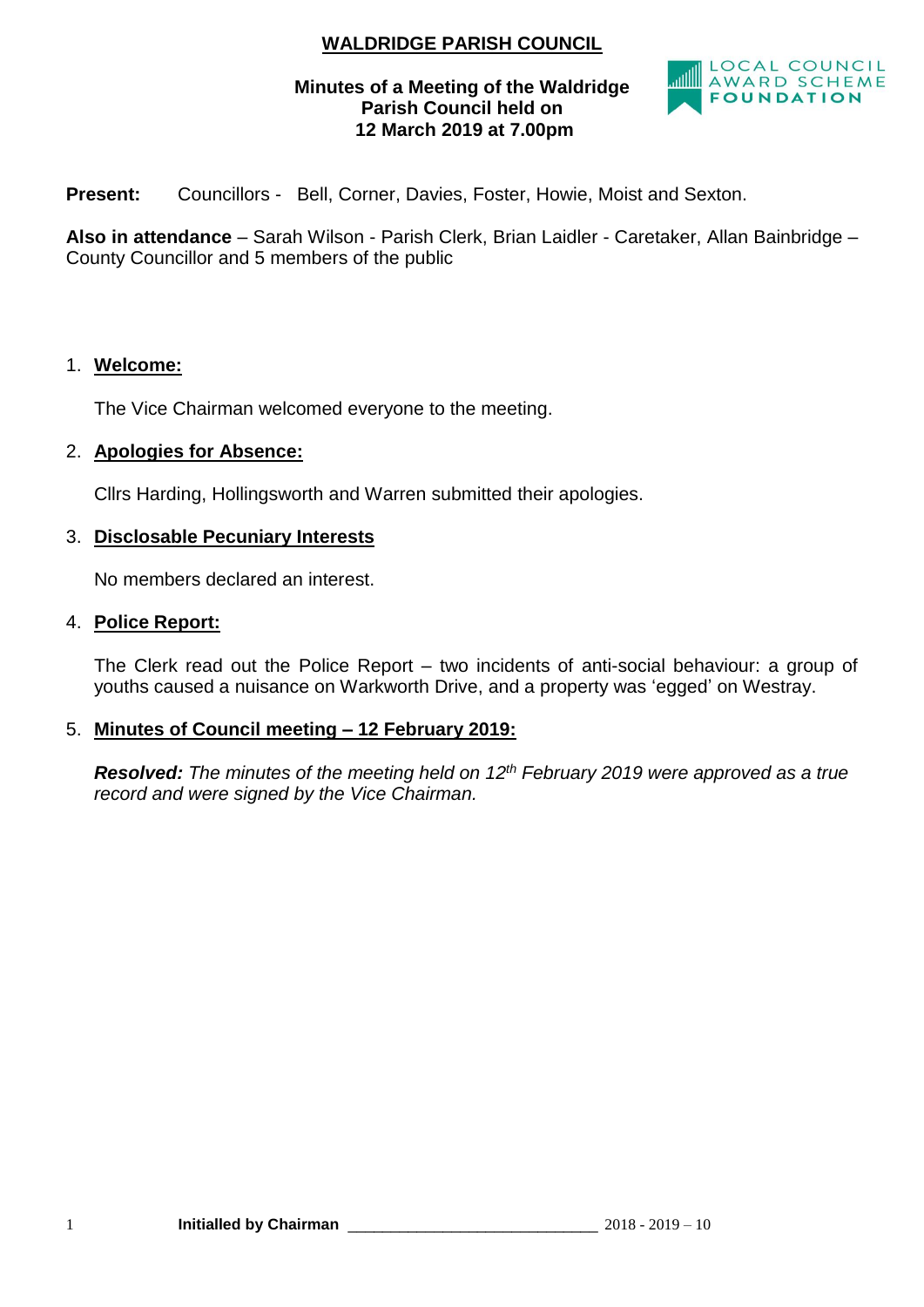# WALDRIDGE PARISH COUNCIL

**Minutes of a Meeting of the Waldridge Parish Council held on 12 March 2019 at 7.00pm**

LOCAL COUNCIL AWARD SCHEME FOUNDATION

**Present:** Councillors - Bell, Corner, Davies, Foster, Howie, Moist and Sexton.

**Also in attendance** – Sarah Wilson - Parish Clerk, Brian Laidler - Caretaker, Allan Bainbridge – County Councillor and 5 members of the public

1. **Welcome:**

   The Vice Chairman welcomed everyone to the meeting.

2. **Apologies for Absence:**

   Cllrs Harding, Hollingsworth and Warren submitted their apologies.

3. **Disclosable Pecuniary Interests**

   No members declared an interest.

4. **Police Report:**

   The Clerk read out the Police Report – two incidents of anti-social behaviour: a group of youths caused a nuisance on Warkworth Drive, and a property was 'egged' on Westray.

5. **Minutes of Council meeting – 12 February 2019:**

   ***Resolved:*** *The minutes of the meeting held on 12th February 2019 were approved as a true record and were signed by the Vice Chairman.*

**Initialled by Chairman** ______________________________ 2018 - 2019 – 10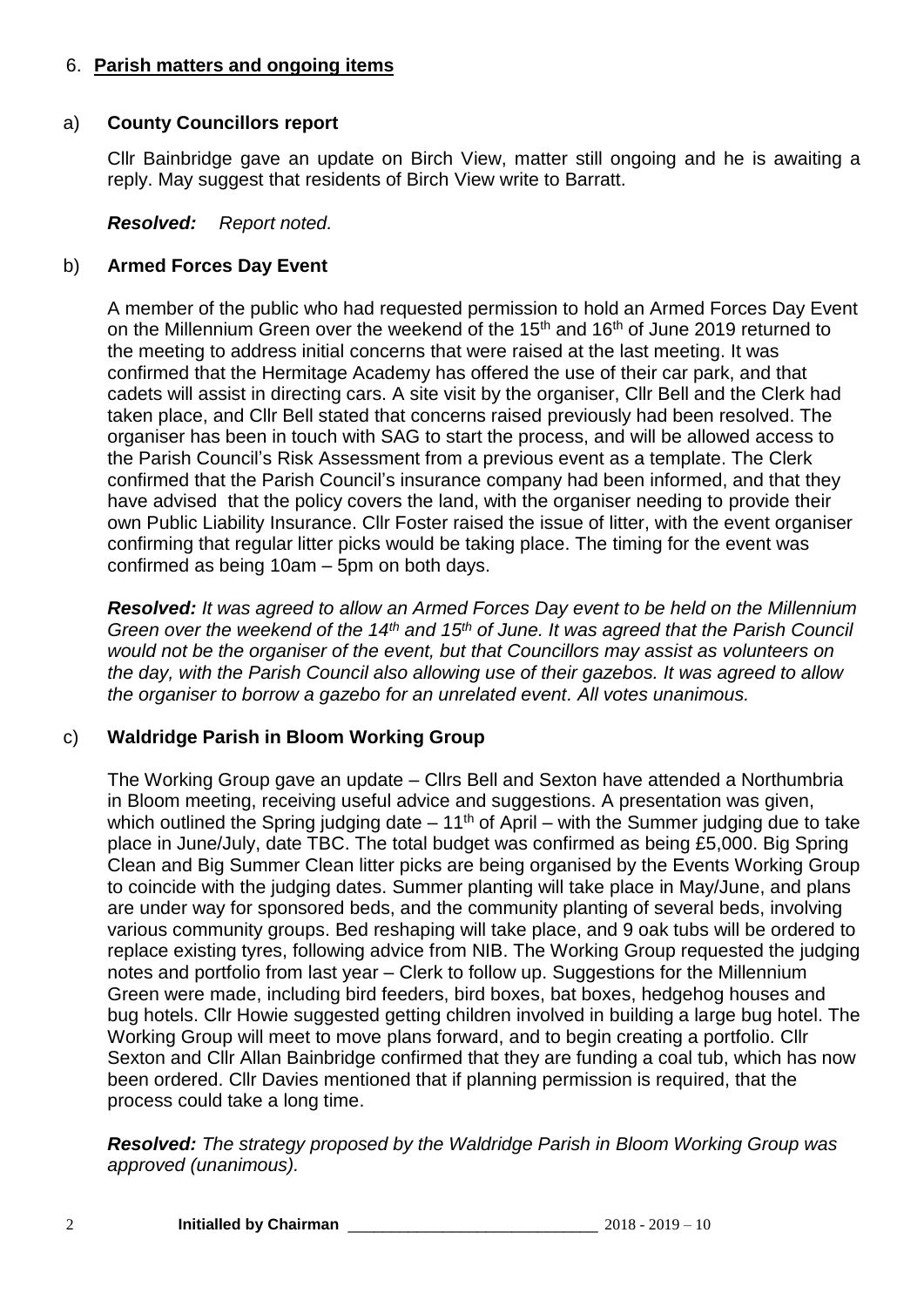6. **Parish matters and ongoing items**

a) **County Councillors report**

Cllr Bainbridge gave an update on Birch View, matter still ongoing and he is awaiting a reply. May suggest that residents of Birch View write to Barratt.

***Resolved:*** *Report noted.*

b) **Armed Forces Day Event**

A member of the public who had requested permission to hold an Armed Forces Day Event on the Millennium Green over the weekend of the 15th and 16th of June 2019 returned to the meeting to address initial concerns that were raised at the last meeting. It was confirmed that the Hermitage Academy has offered the use of their car park, and that cadets will assist in directing cars. A site visit by the organiser, Cllr Bell and the Clerk had taken place, and Cllr Bell stated that concerns raised previously had been resolved. The organiser has been in touch with SAG to start the process, and will be allowed access to the Parish Council's Risk Assessment from a previous event as a template. The Clerk confirmed that the Parish Council's insurance company had been informed, and that they have advised that the policy covers the land, with the organiser needing to provide their own Public Liability Insurance. Cllr Foster raised the issue of litter, with the event organiser confirming that regular litter picks would be taking place. The timing for the event was confirmed as being 10am – 5pm on both days.

***Resolved:*** *It was agreed to allow an Armed Forces Day event to be held on the Millennium Green over the weekend of the 14th and 15th of June. It was agreed that the Parish Council would not be the organiser of the event, but that Councillors may assist as volunteers on the day, with the Parish Council also allowing use of their gazebos. It was agreed to allow the organiser to borrow a gazebo for an unrelated event. All votes unanimous.*

c) **Waldridge Parish in Bloom Working Group**

The Working Group gave an update – Cllrs Bell and Sexton have attended a Northumbria in Bloom meeting, receiving useful advice and suggestions. A presentation was given, which outlined the Spring judging date – 11th of April – with the Summer judging due to take place in June/July, date TBC. The total budget was confirmed as being £5,000. Big Spring Clean and Big Summer Clean litter picks are being organised by the Events Working Group to coincide with the judging dates. Summer planting will take place in May/June, and plans are under way for sponsored beds, and the community planting of several beds, involving various community groups. Bed reshaping will take place, and 9 oak tubs will be ordered to replace existing tyres, following advice from NIB. The Working Group requested the judging notes and portfolio from last year – Clerk to follow up. Suggestions for the Millennium Green were made, including bird feeders, bird boxes, bat boxes, hedgehog houses and bug hotels. Cllr Howie suggested getting children involved in building a large bug hotel. The Working Group will meet to move plans forward, and to begin creating a portfolio. Cllr Sexton and Cllr Allan Bainbridge confirmed that they are funding a coal tub, which has now been ordered. Cllr Davies mentioned that if planning permission is required, that the process could take a long time.

***Resolved:*** *The strategy proposed by the Waldridge Parish in Bloom Working Group was approved (unanimous).*

**Initialled by Chairman** ______________________________ 2018 - 2019 – 10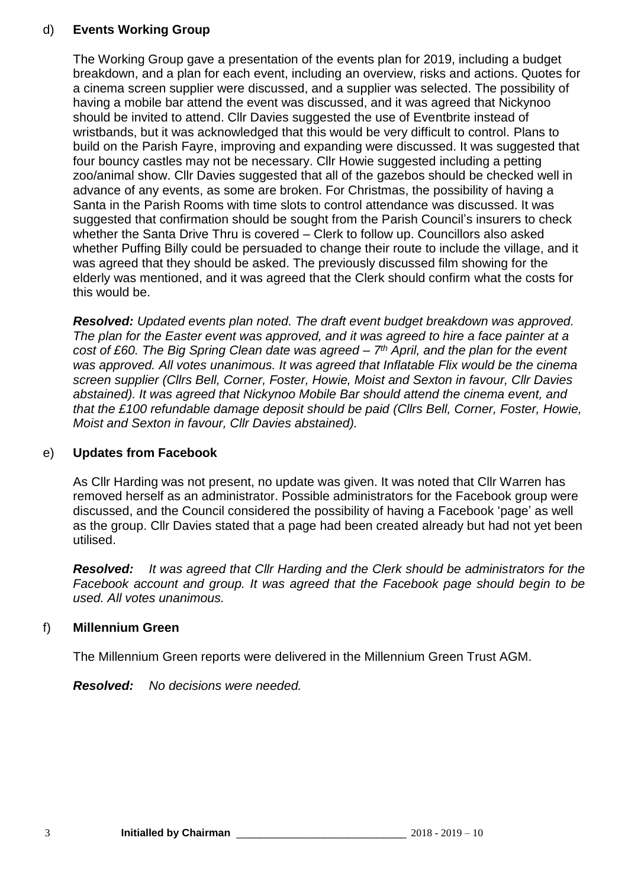d) **Events Working Group**

The Working Group gave a presentation of the events plan for 2019, including a budget breakdown, and a plan for each event, including an overview, risks and actions. Quotes for a cinema screen supplier were discussed, and a supplier was selected. The possibility of having a mobile bar attend the event was discussed, and it was agreed that Nickynoo should be invited to attend. Cllr Davies suggested the use of Eventbrite instead of wristbands, but it was acknowledged that this would be very difficult to control. Plans to build on the Parish Fayre, improving and expanding were discussed. It was suggested that four bouncy castles may not be necessary. Cllr Howie suggested including a petting zoo/animal show. Cllr Davies suggested that all of the gazebos should be checked well in advance of any events, as some are broken. For Christmas, the possibility of having a Santa in the Parish Rooms with time slots to control attendance was discussed. It was suggested that confirmation should be sought from the Parish Council's insurers to check whether the Santa Drive Thru is covered – Clerk to follow up. Councillors also asked whether Puffing Billy could be persuaded to change their route to include the village, and it was agreed that they should be asked. The previously discussed film showing for the elderly was mentioned, and it was agreed that the Clerk should confirm what the costs for this would be.

***Resolved:*** *Updated events plan noted. The draft event budget breakdown was approved. The plan for the Easter event was approved, and it was agreed to hire a face painter at a cost of £60. The Big Spring Clean date was agreed – 7th April, and the plan for the event was approved. All votes unanimous. It was agreed that Inflatable Flix would be the cinema screen supplier (Cllrs Bell, Corner, Foster, Howie, Moist and Sexton in favour, Cllr Davies abstained). It was agreed that Nickynoo Mobile Bar should attend the cinema event, and that the £100 refundable damage deposit should be paid (Cllrs Bell, Corner, Foster, Howie, Moist and Sexton in favour, Cllr Davies abstained).*

e) **Updates from Facebook**

As Cllr Harding was not present, no update was given. It was noted that Cllr Warren has removed herself as an administrator. Possible administrators for the Facebook group were discussed, and the Council considered the possibility of having a Facebook 'page' as well as the group. Cllr Davies stated that a page had been created already but had not yet been utilised.

***Resolved:*** *It was agreed that Cllr Harding and the Clerk should be administrators for the Facebook account and group. It was agreed that the Facebook page should begin to be used. All votes unanimous.*

f) **Millennium Green**

The Millennium Green reports were delivered in the Millennium Green Trust AGM.

***Resolved:*** *No decisions were needed.*

**Initialled by Chairman** ______________________________ 2018 - 2019 – 10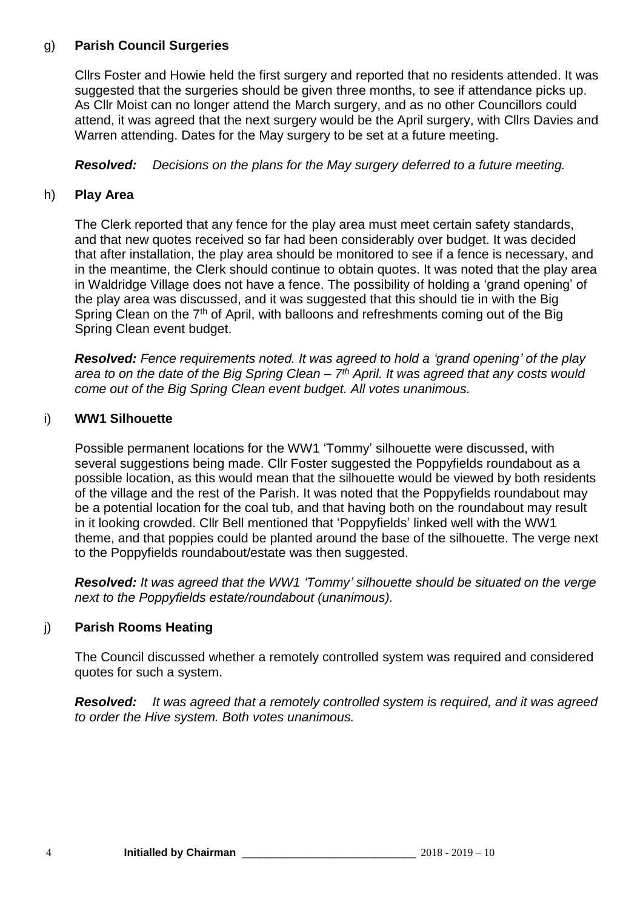g) **Parish Council Surgeries**

Cllrs Foster and Howie held the first surgery and reported that no residents attended. It was suggested that the surgeries should be given three months, to see if attendance picks up. As Cllr Moist can no longer attend the March surgery, and as no other Councillors could attend, it was agreed that the next surgery would be the April surgery, with Cllrs Davies and Warren attending. Dates for the May surgery to be set at a future meeting.

***Resolved:*** *Decisions on the plans for the May surgery deferred to a future meeting.*

h) **Play Area**

The Clerk reported that any fence for the play area must meet certain safety standards, and that new quotes received so far had been considerably over budget. It was decided that after installation, the play area should be monitored to see if a fence is necessary, and in the meantime, the Clerk should continue to obtain quotes. It was noted that the play area in Waldridge Village does not have a fence. The possibility of holding a 'grand opening' of the play area was discussed, and it was suggested that this should tie in with the Big Spring Clean on the 7th of April, with balloons and refreshments coming out of the Big Spring Clean event budget.

***Resolved:*** *Fence requirements noted. It was agreed to hold a 'grand opening' of the play area to on the date of the Big Spring Clean – 7th April. It was agreed that any costs would come out of the Big Spring Clean event budget. All votes unanimous.*

i) **WW1 Silhouette**

Possible permanent locations for the WW1 'Tommy' silhouette were discussed, with several suggestions being made. Cllr Foster suggested the Poppyfields roundabout as a possible location, as this would mean that the silhouette would be viewed by both residents of the village and the rest of the Parish. It was noted that the Poppyfields roundabout may be a potential location for the coal tub, and that having both on the roundabout may result in it looking crowded. Cllr Bell mentioned that 'Poppyfields' linked well with the WW1 theme, and that poppies could be planted around the base of the silhouette. The verge next to the Poppyfields roundabout/estate was then suggested.

***Resolved:*** *It was agreed that the WW1 'Tommy' silhouette should be situated on the verge next to the Poppyfields estate/roundabout (unanimous).*

j) **Parish Rooms Heating**

The Council discussed whether a remotely controlled system was required and considered quotes for such a system.

***Resolved:*** *It was agreed that a remotely controlled system is required, and it was agreed to order the Hive system. Both votes unanimous.*

**Initialled by Chairman** ____________________________ 2018 - 2019 – 10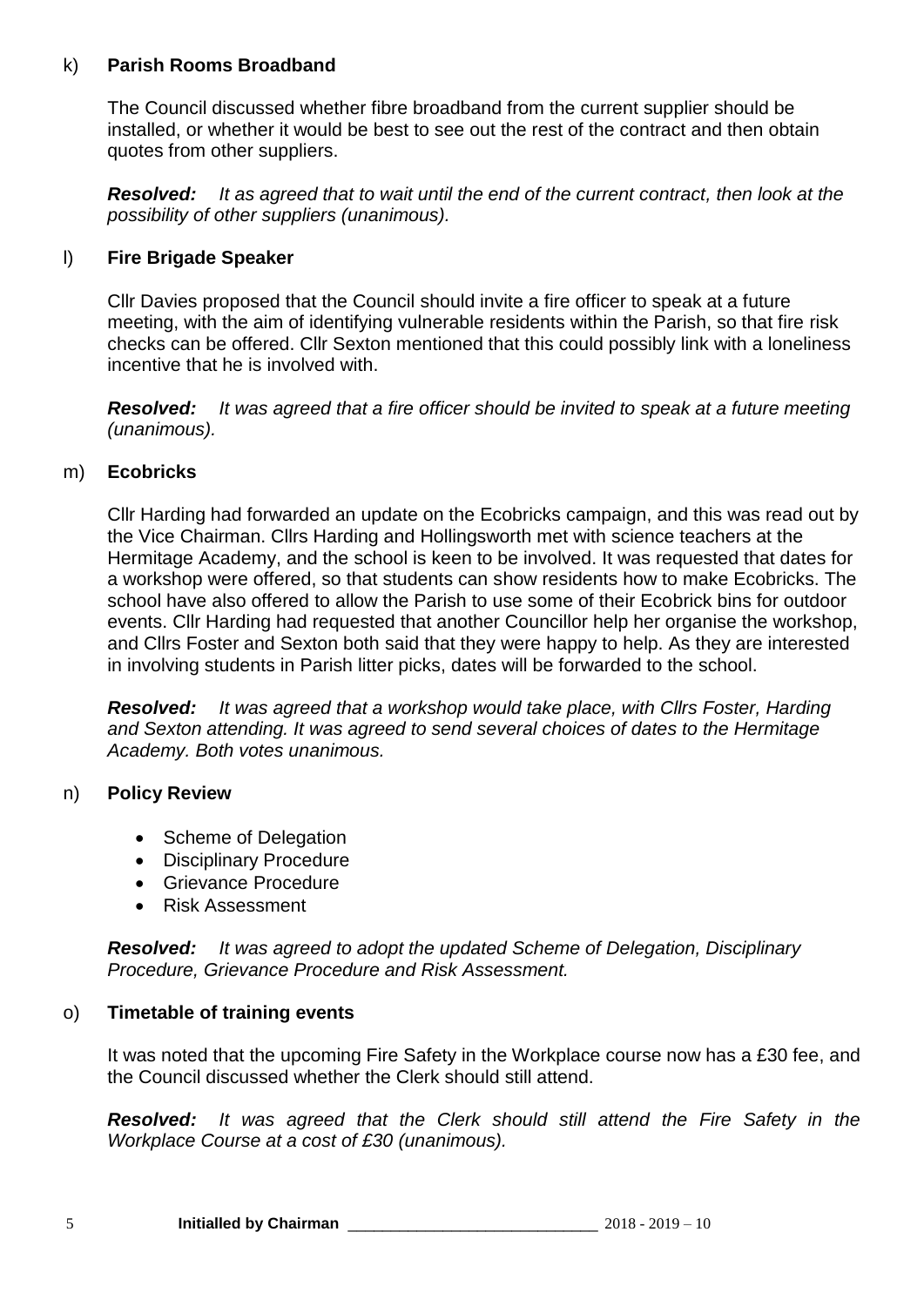k) **Parish Rooms Broadband**

The Council discussed whether fibre broadband from the current supplier should be installed, or whether it would be best to see out the rest of the contract and then obtain quotes from other suppliers.

***Resolved:*** *It as agreed that to wait until the end of the current contract, then look at the possibility of other suppliers (unanimous).*

l) **Fire Brigade Speaker**

Cllr Davies proposed that the Council should invite a fire officer to speak at a future meeting, with the aim of identifying vulnerable residents within the Parish, so that fire risk checks can be offered. Cllr Sexton mentioned that this could possibly link with a loneliness incentive that he is involved with.

***Resolved:*** *It was agreed that a fire officer should be invited to speak at a future meeting (unanimous).*

m) **Ecobricks**

Cllr Harding had forwarded an update on the Ecobricks campaign, and this was read out by the Vice Chairman. Cllrs Harding and Hollingsworth met with science teachers at the Hermitage Academy, and the school is keen to be involved. It was requested that dates for a workshop were offered, so that students can show residents how to make Ecobricks. The school have also offered to allow the Parish to use some of their Ecobrick bins for outdoor events. Cllr Harding had requested that another Councillor help her organise the workshop, and Cllrs Foster and Sexton both said that they were happy to help. As they are interested in involving students in Parish litter picks, dates will be forwarded to the school.

***Resolved:*** *It was agreed that a workshop would take place, with Cllrs Foster, Harding and Sexton attending. It was agreed to send several choices of dates to the Hermitage Academy. Both votes unanimous.*

n) **Policy Review**

- Scheme of Delegation
- Disciplinary Procedure
- Grievance Procedure
- Risk Assessment

***Resolved:*** *It was agreed to adopt the updated Scheme of Delegation, Disciplinary Procedure, Grievance Procedure and Risk Assessment.*

o) **Timetable of training events**

It was noted that the upcoming Fire Safety in the Workplace course now has a £30 fee, and the Council discussed whether the Clerk should still attend.

***Resolved:*** *It was agreed that the Clerk should still attend the Fire Safety in the Workplace Course at a cost of £30 (unanimous).*

**Initialled by Chairman** ______________________________ 2018 - 2019 – 10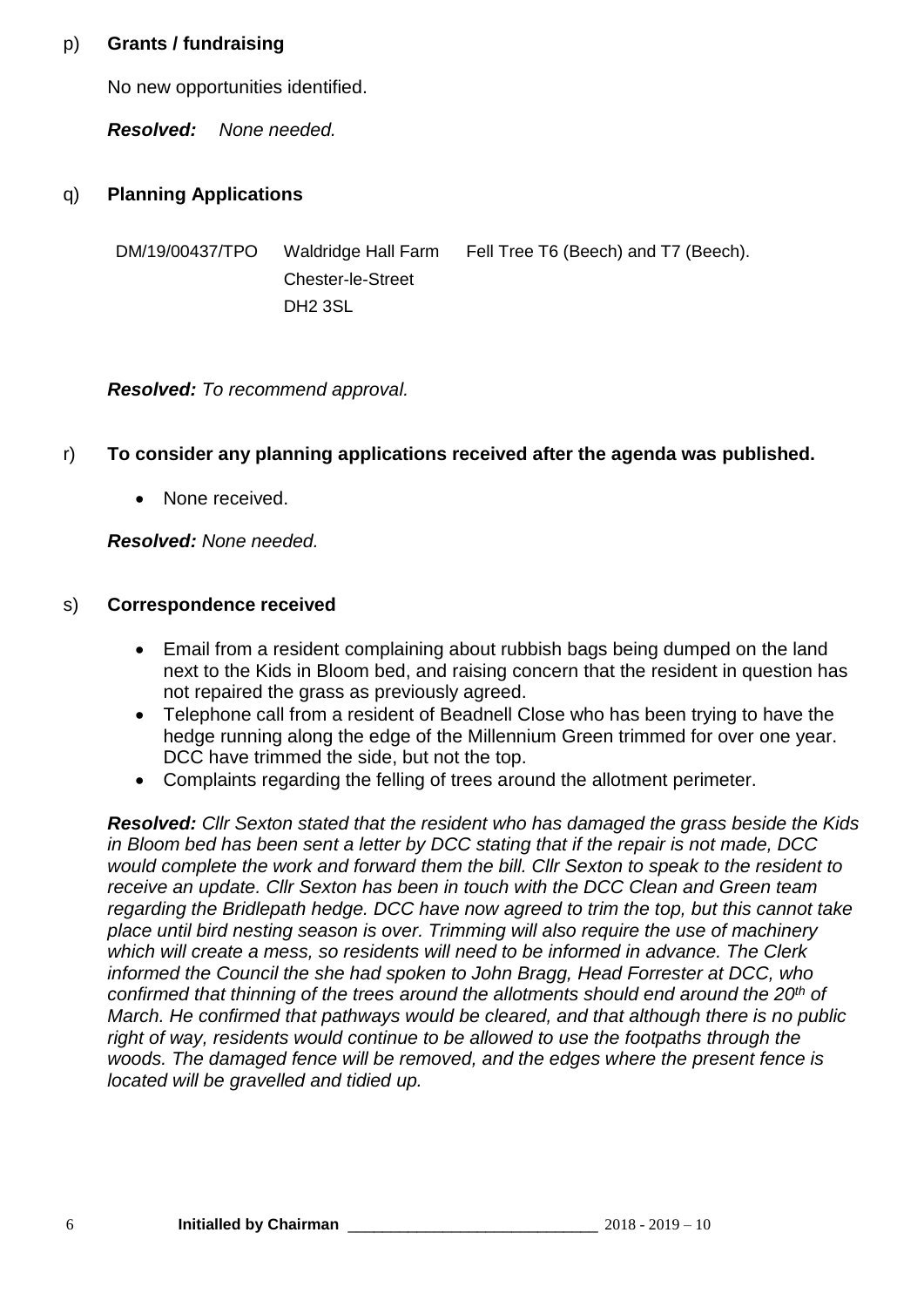p) **Grants / fundraising**

No new opportunities identified.

***Resolved:*** *None needed.*

q) **Planning Applications**

| | | |
|---|---|---|
| DM/19/00437/TPO | Waldridge Hall Farm Chester-le-Street DH2 3SL | Fell Tree T6 (Beech) and T7 (Beech). |

***Resolved:*** *To recommend approval.*

r) **To consider any planning applications received after the agenda was published.**

- None received.

***Resolved:*** *None needed.*

s) **Correspondence received**

- Email from a resident complaining about rubbish bags being dumped on the land next to the Kids in Bloom bed, and raising concern that the resident in question has not repaired the grass as previously agreed.
- Telephone call from a resident of Beadnell Close who has been trying to have the hedge running along the edge of the Millennium Green trimmed for over one year. DCC have trimmed the side, but not the top.
- Complaints regarding the felling of trees around the allotment perimeter.

***Resolved:*** *Cllr Sexton stated that the resident who has damaged the grass beside the Kids in Bloom bed has been sent a letter by DCC stating that if the repair is not made, DCC would complete the work and forward them the bill. Cllr Sexton to speak to the resident to receive an update. Cllr Sexton has been in touch with the DCC Clean and Green team regarding the Bridlepath hedge. DCC have now agreed to trim the top, but this cannot take place until bird nesting season is over. Trimming will also require the use of machinery which will create a mess, so residents will need to be informed in advance. The Clerk informed the Council the she had spoken to John Bragg, Head Forrester at DCC, who confirmed that thinning of the trees around the allotments should end around the 20th of March. He confirmed that pathways would be cleared, and that although there is no public right of way, residents would continue to be allowed to use the footpaths through the woods. The damaged fence will be removed, and the edges where the present fence is located will be gravelled and tidied up.*

**Initialled by Chairman** ______________________________ 2018 - 2019 – 10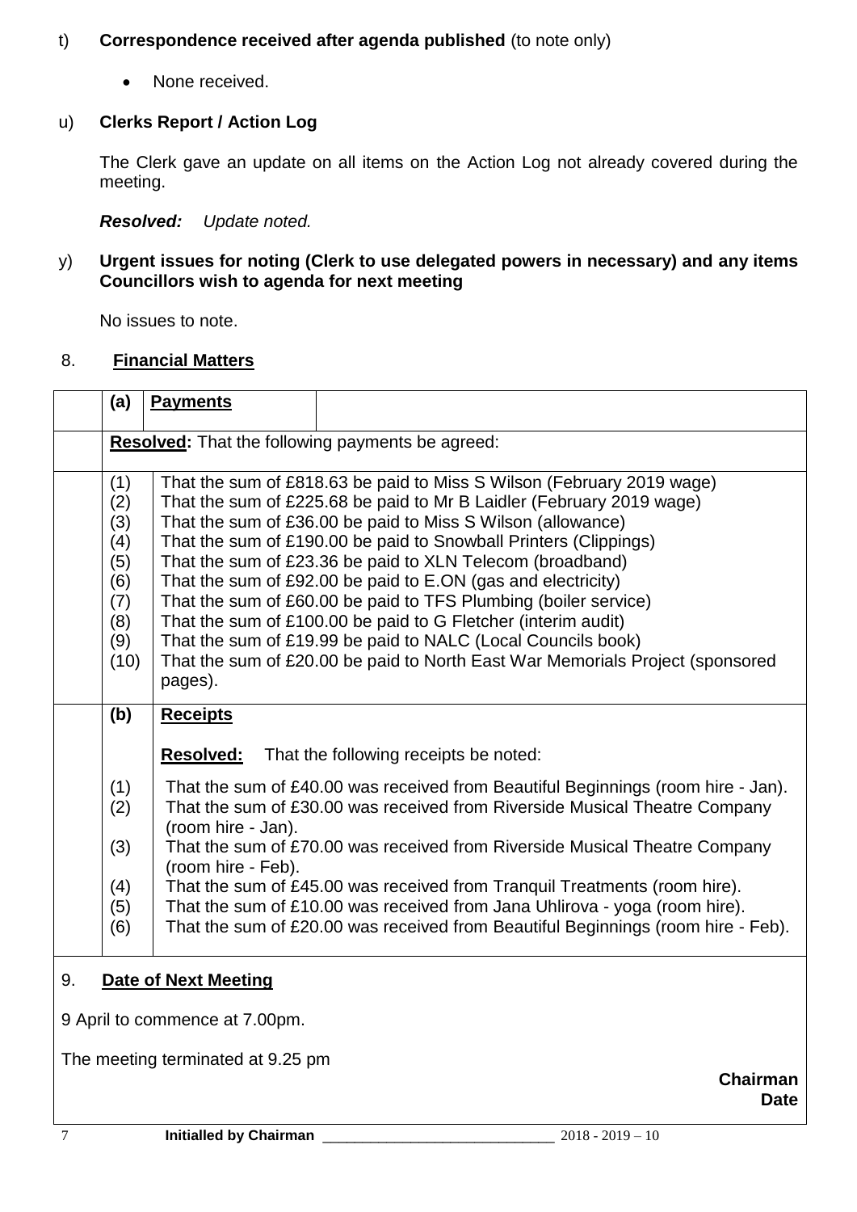t) **Correspondence received after agenda published** (to note only)

- None received.

u) **Clerks Report / Action Log**

The Clerk gave an update on all items on the Action Log not already covered during the meeting.

***Resolved:*** *Update noted.*

y) **Urgent issues for noting (Clerk to use delegated powers in necessary) and any items Councillors wish to agenda for next meeting**

No issues to note.

8. **Financial Matters**

**(a) Payments**

**Resolved:** That the following payments be agreed:

(1) That the sum of £818.63 be paid to Miss S Wilson (February 2019 wage)
(2) That the sum of £225.68 be paid to Mr B Laidler (February 2019 wage)
(3) That the sum of £36.00 be paid to Miss S Wilson (allowance)
(4) That the sum of £190.00 be paid to Snowball Printers (Clippings)
(5) That the sum of £23.36 be paid to XLN Telecom (broadband)
(6) That the sum of £92.00 be paid to E.ON (gas and electricity)
(7) That the sum of £60.00 be paid to TFS Plumbing (boiler service)
(8) That the sum of £100.00 be paid to G Fletcher (interim audit)
(9) That the sum of £19.99 be paid to NALC (Local Councils book)
(10) That the sum of £20.00 be paid to North East War Memorials Project (sponsored pages).

**(b) Receipts**

**Resolved:** That the following receipts be noted:

(1) That the sum of £40.00 was received from Beautiful Beginnings (room hire - Jan).
(2) That the sum of £30.00 was received from Riverside Musical Theatre Company (room hire - Jan).
(3) That the sum of £70.00 was received from Riverside Musical Theatre Company (room hire - Feb).
(4) That the sum of £45.00 was received from Tranquil Treatments (room hire).
(5) That the sum of £10.00 was received from Jana Uhlirova - yoga (room hire).
(6) That the sum of £20.00 was received from Beautiful Beginnings (room hire - Feb).

9. **Date of Next Meeting**

9 April to commence at 7.00pm.

The meeting terminated at 9.25 pm

**Chairman**

**Date**

**Initialled by Chairman** ____________________________ 2018 - 2019 – 10